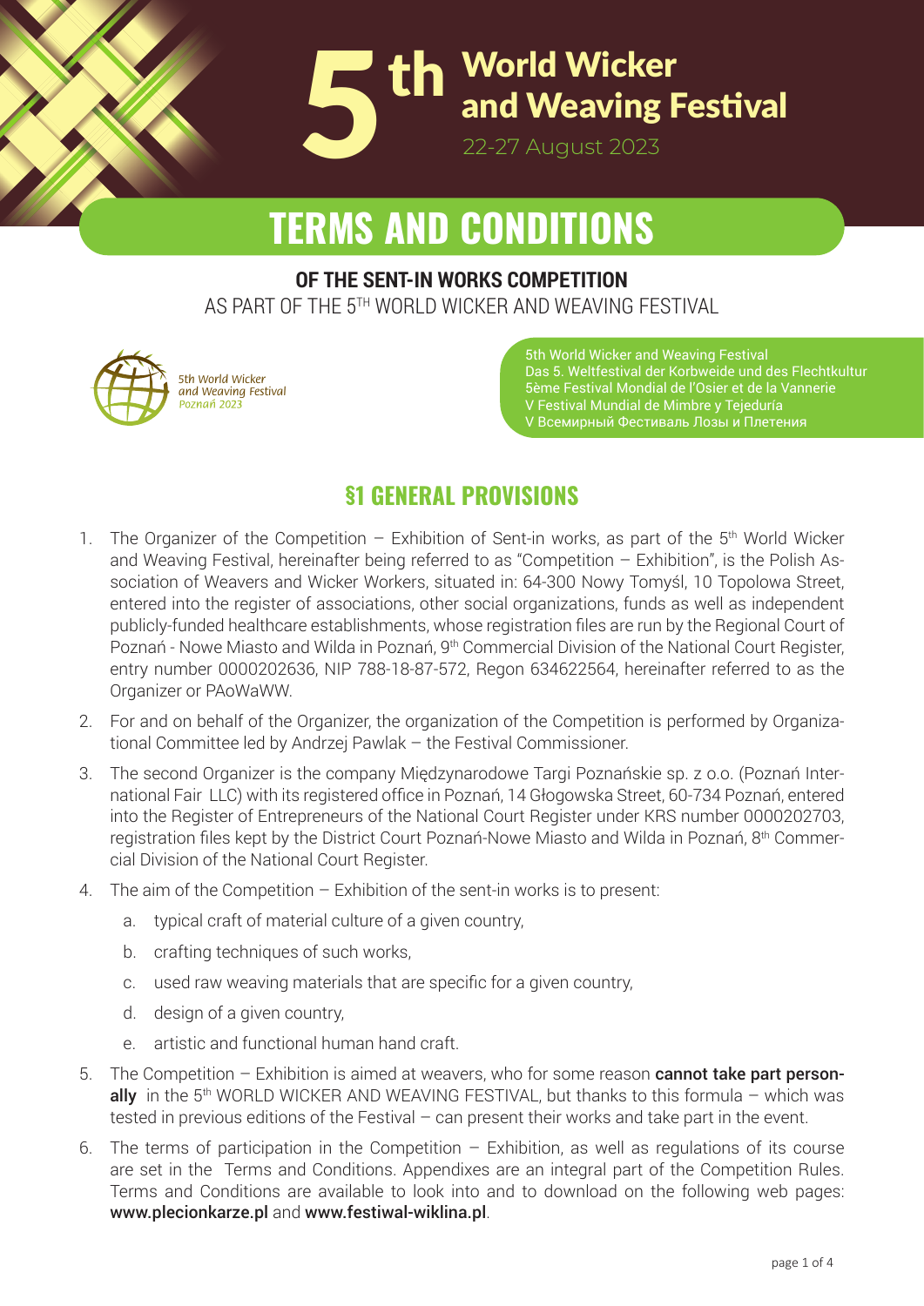# 5th World Wicker and Weaving Festival

22-27 August 2023

# TERMS AND CONDITIONS

**OF THE SENT-IN WORKS COMPETITION**

AS PART OF THE 5TH WORLD WICKER AND WEAVING FESTIVAL

5th World Wicker and Weaving Festival Poznań 2023

5th World Wicker and Weaving Festival
Das 5. Weltfestival der Korbweide und des Flechtkultur
5ème Festival Mondial de l'Osier et de la Vannerie
V Festival Mundial de Mimbre y Tejeduría
V Всемирный Фестиваль Лозы и Плетения

## §1 GENERAL PROVISIONS

1. The Organizer of the Competition – Exhibition of Sent-in works, as part of the 5th World Wicker and Weaving Festival, hereinafter being referred to as "Competition – Exhibition", is the Polish Association of Weavers and Wicker Workers, situated in: 64-300 Nowy Tomyśl, 10 Topolowa Street, entered into the register of associations, other social organizations, funds as well as independent publicly-funded healthcare establishments, whose registration files are run by the Regional Court of Poznań - Nowe Miasto and Wilda in Poznań, 9th Commercial Division of the National Court Register, entry number 0000202636, NIP 788-18-87-572, Regon 634622564, hereinafter referred to as the Organizer or PAoWaWW.
2. For and on behalf of the Organizer, the organization of the Competition is performed by Organizational Committee led by Andrzej Pawlak – the Festival Commissioner.
3. The second Organizer is the company Międzynarodowe Targi Poznańskie sp. z o.o. (Poznań International Fair LLC) with its registered office in Poznań, 14 Głogowska Street, 60-734 Poznań, entered into the Register of Entrepreneurs of the National Court Register under KRS number 0000202703, registration files kept by the District Court Poznań-Nowe Miasto and Wilda in Poznań, 8th Commercial Division of the National Court Register.
4. The aim of the Competition – Exhibition of the sent-in works is to present:
   a. typical craft of material culture of a given country,
   b. crafting techniques of such works,
   c. used raw weaving materials that are specific for a given country,
   d. design of a given country,
   e. artistic and functional human hand craft.
5. The Competition – Exhibition is aimed at weavers, who for some reason **cannot take part personally** in the 5th WORLD WICKER AND WEAVING FESTIVAL, but thanks to this formula – which was tested in previous editions of the Festival – can present their works and take part in the event.
6. The terms of participation in the Competition – Exhibition, as well as regulations of its course are set in the Terms and Conditions. Appendixes are an integral part of the Competition Rules. Terms and Conditions are available to look into and to download on the following web pages: **www.plecionkarze.pl** and **www.festiwal-wiklina.pl**.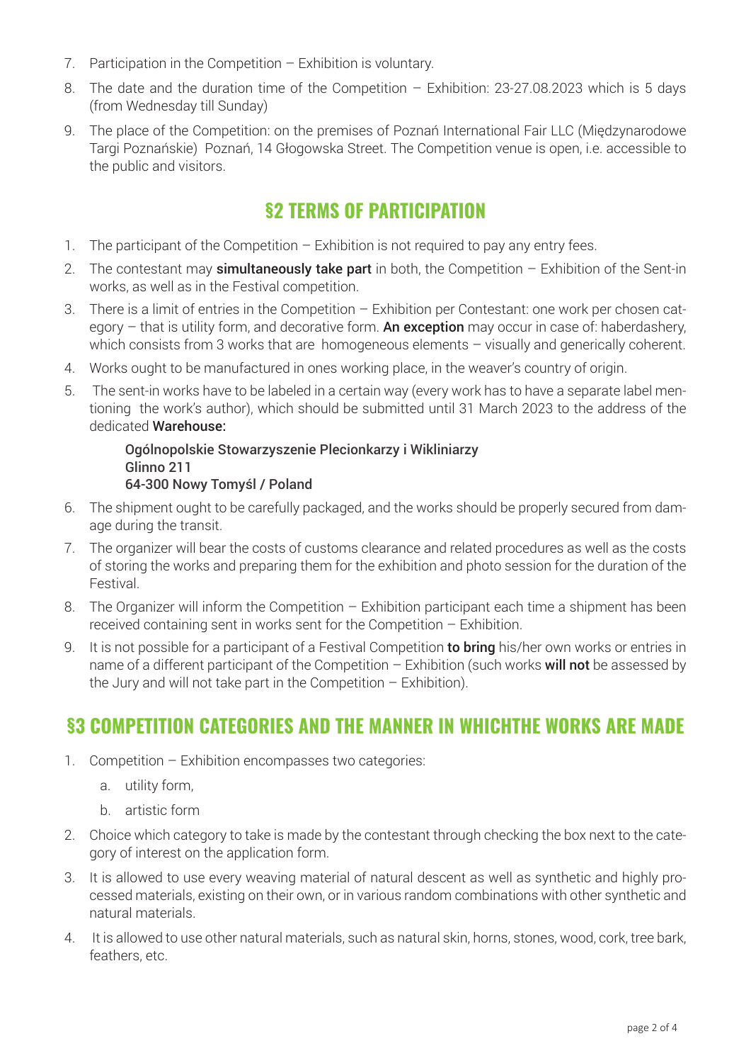7. Participation in the Competition – Exhibition is voluntary.
8. The date and the duration time of the Competition – Exhibition: 23-27.08.2023 which is 5 days (from Wednesday till Sunday)
9. The place of the Competition: on the premises of Poznań International Fair LLC (Międzynarodowe Targi Poznańskie) Poznań, 14 Głogowska Street. The Competition venue is open, i.e. accessible to the public and visitors.

## §2 TERMS OF PARTICIPATION

1. The participant of the Competition – Exhibition is not required to pay any entry fees.
2. The contestant may **simultaneously take part** in both, the Competition – Exhibition of the Sent-in works, as well as in the Festival competition.
3. There is a limit of entries in the Competition – Exhibition per Contestant: one work per chosen category – that is utility form, and decorative form. **An exception** may occur in case of: haberdashery, which consists from 3 works that are homogeneous elements – visually and generically coherent.
4. Works ought to be manufactured in ones working place, in the weaver's country of origin.
5. The sent-in works have to be labeled in a certain way (every work has to have a separate label mentioning the work's author), which should be submitted until 31 March 2023 to the address of the dedicated **Warehouse:**

   **Ogólnopolskie Stowarzyszenie Plecionkarzy i Wikliniarzy**
   **Glinno 211**
   **64-300 Nowy Tomyśl / Poland**

6. The shipment ought to be carefully packaged, and the works should be properly secured from damage during the transit.
7. The organizer will bear the costs of customs clearance and related procedures as well as the costs of storing the works and preparing them for the exhibition and photo session for the duration of the Festival.
8. The Organizer will inform the Competition – Exhibition participant each time a shipment has been received containing sent in works sent for the Competition – Exhibition.
9. It is not possible for a participant of a Festival Competition **to bring** his/her own works or entries in name of a different participant of the Competition – Exhibition (such works **will not** be assessed by the Jury and will not take part in the Competition – Exhibition).

## §3 COMPETITION CATEGORIES AND THE MANNER IN WHICHTHE WORKS ARE MADE

1. Competition – Exhibition encompasses two categories:
   a. utility form,
   b. artistic form
2. Choice which category to take is made by the contestant through checking the box next to the category of interest on the application form.
3. It is allowed to use every weaving material of natural descent as well as synthetic and highly processed materials, existing on their own, or in various random combinations with other synthetic and natural materials.
4. It is allowed to use other natural materials, such as natural skin, horns, stones, wood, cork, tree bark, feathers, etc.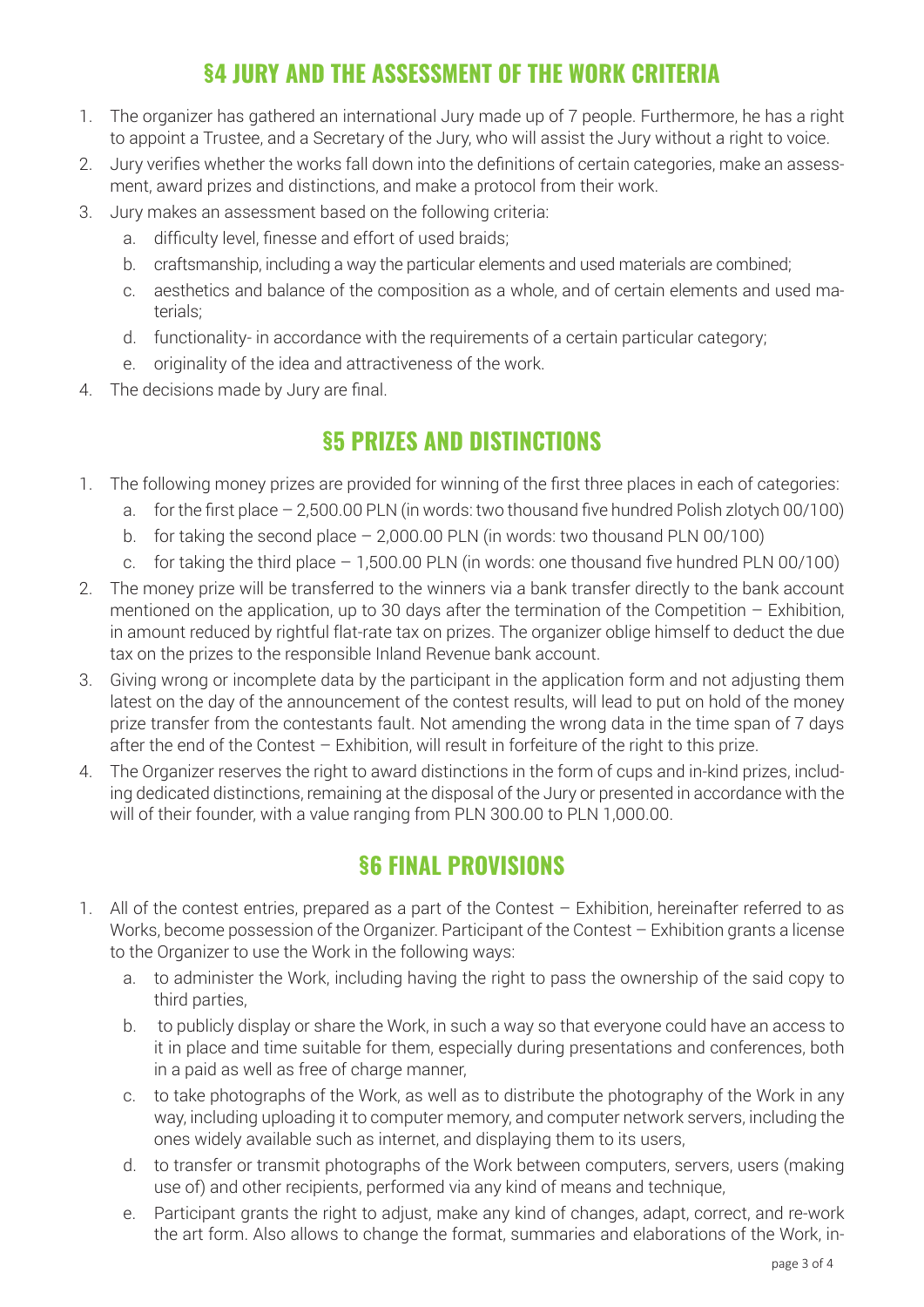## §4 JURY AND THE ASSESSMENT OF THE WORK CRITERIA

1. The organizer has gathered an international Jury made up of 7 people. Furthermore, he has a right to appoint a Trustee, and a Secretary of the Jury, who will assist the Jury without a right to voice.
2. Jury verifies whether the works fall down into the definitions of certain categories, make an assessment, award prizes and distinctions, and make a protocol from their work.
3. Jury makes an assessment based on the following criteria:
   a. difficulty level, finesse and effort of used braids;
   b. craftsmanship, including a way the particular elements and used materials are combined;
   c. aesthetics and balance of the composition as a whole, and of certain elements and used materials;
   d. functionality- in accordance with the requirements of a certain particular category;
   e. originality of the idea and attractiveness of the work.
4. The decisions made by Jury are final.

## §5 PRIZES AND DISTINCTIONS

1. The following money prizes are provided for winning of the first three places in each of categories:
   a. for the first place – 2,500.00 PLN (in words: two thousand five hundred Polish zlotych 00/100)
   b. for taking the second place – 2,000.00 PLN (in words: two thousand PLN 00/100)
   c. for taking the third place – 1,500.00 PLN (in words: one thousand five hundred PLN 00/100)
2. The money prize will be transferred to the winners via a bank transfer directly to the bank account mentioned on the application, up to 30 days after the termination of the Competition – Exhibition, in amount reduced by rightful flat-rate tax on prizes. The organizer oblige himself to deduct the due tax on the prizes to the responsible Inland Revenue bank account.
3. Giving wrong or incomplete data by the participant in the application form and not adjusting them latest on the day of the announcement of the contest results, will lead to put on hold of the money prize transfer from the contestants fault. Not amending the wrong data in the time span of 7 days after the end of the Contest – Exhibition, will result in forfeiture of the right to this prize.
4. The Organizer reserves the right to award distinctions in the form of cups and in-kind prizes, including dedicated distinctions, remaining at the disposal of the Jury or presented in accordance with the will of their founder, with a value ranging from PLN 300.00 to PLN 1,000.00.

## §6 FINAL PROVISIONS

1. All of the contest entries, prepared as a part of the Contest – Exhibition, hereinafter referred to as Works, become possession of the Organizer. Participant of the Contest – Exhibition grants a license to the Organizer to use the Work in the following ways:
   a. to administer the Work, including having the right to pass the ownership of the said copy to third parties,
   b. to publicly display or share the Work, in such a way so that everyone could have an access to it in place and time suitable for them, especially during presentations and conferences, both in a paid as well as free of charge manner,
   c. to take photographs of the Work, as well as to distribute the photography of the Work in any way, including uploading it to computer memory, and computer network servers, including the ones widely available such as internet, and displaying them to its users,
   d. to transfer or transmit photographs of the Work between computers, servers, users (making use of) and other recipients, performed via any kind of means and technique,
   e. Participant grants the right to adjust, make any kind of changes, adapt, correct, and re-work the art form. Also allows to change the format, summaries and elaborations of the Work, in-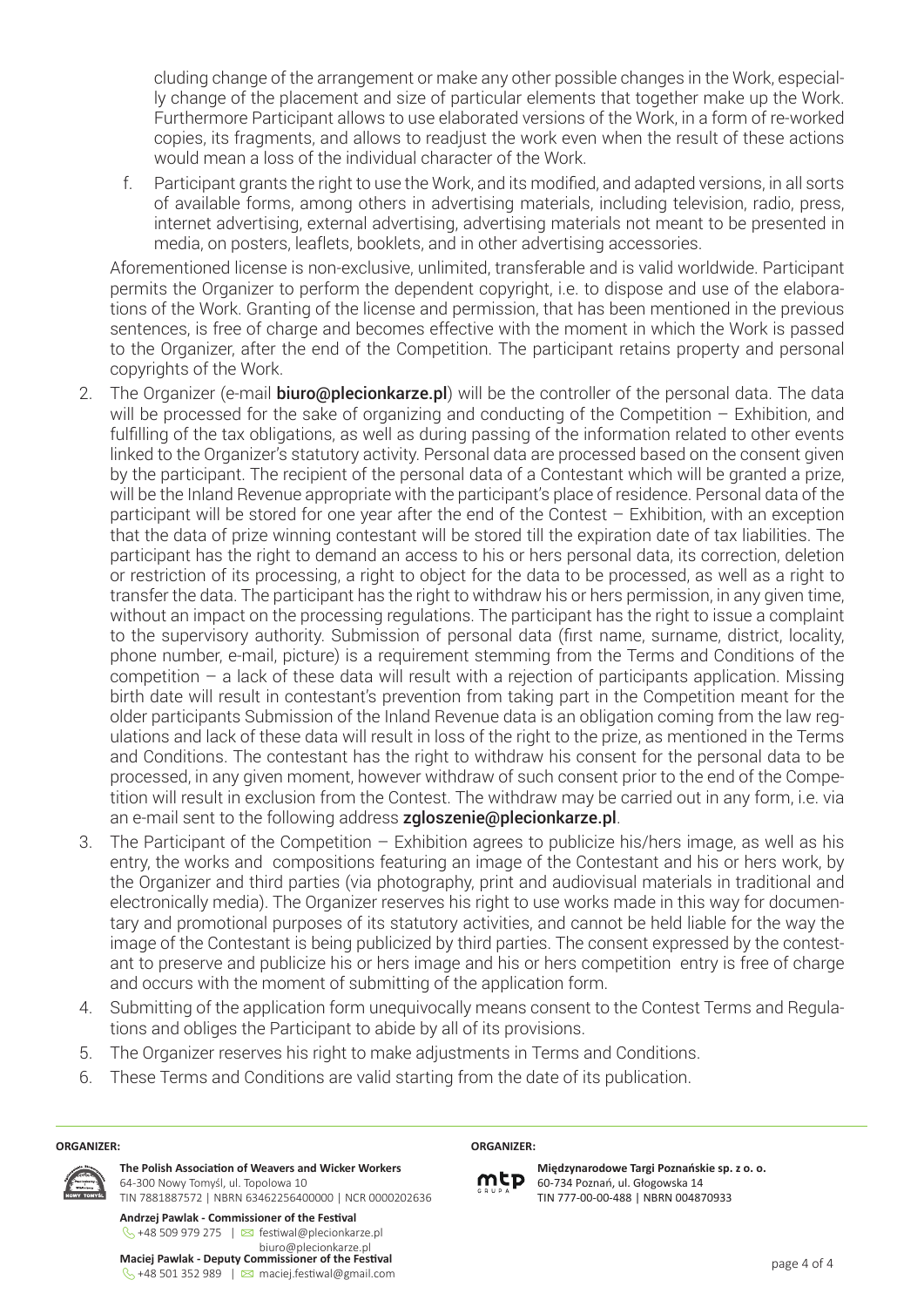cluding change of the arrangement or make any other possible changes in the Work, especially change of the placement and size of particular elements that together make up the Work. Furthermore Participant allows to use elaborated versions of the Work, in a form of re-worked copies, its fragments, and allows to readjust the work even when the result of these actions would mean a loss of the individual character of the Work.

f. Participant grants the right to use the Work, and its modified, and adapted versions, in all sorts of available forms, among others in advertising materials, including television, radio, press, internet advertising, external advertising, advertising materials not meant to be presented in media, on posters, leaflets, booklets, and in other advertising accessories.

Aforementioned license is non-exclusive, unlimited, transferable and is valid worldwide. Participant permits the Organizer to perform the dependent copyright, i.e. to dispose and use of the elaborations of the Work. Granting of the license and permission, that has been mentioned in the previous sentences, is free of charge and becomes effective with the moment in which the Work is passed to the Organizer, after the end of the Competition. The participant retains property and personal copyrights of the Work.

2. The Organizer (e-mail **biuro@plecionkarze.pl**) will be the controller of the personal data. The data will be processed for the sake of organizing and conducting of the Competition – Exhibition, and fulfilling of the tax obligations, as well as during passing of the information related to other events linked to the Organizer's statutory activity. Personal data are processed based on the consent given by the participant. The recipient of the personal data of a Contestant which will be granted a prize, will be the Inland Revenue appropriate with the participant's place of residence. Personal data of the participant will be stored for one year after the end of the Contest – Exhibition, with an exception that the data of prize winning contestant will be stored till the expiration date of tax liabilities. The participant has the right to demand an access to his or hers personal data, its correction, deletion or restriction of its processing, a right to object for the data to be processed, as well as a right to transfer the data. The participant has the right to withdraw his or hers permission, in any given time, without an impact on the processing regulations. The participant has the right to issue a complaint to the supervisory authority. Submission of personal data (first name, surname, district, locality, phone number, e-mail, picture) is a requirement stemming from the Terms and Conditions of the competition – a lack of these data will result with a rejection of participants application. Missing birth date will result in contestant's prevention from taking part in the Competition meant for the older participants Submission of the Inland Revenue data is an obligation coming from the law regulations and lack of these data will result in loss of the right to the prize, as mentioned in the Terms and Conditions. The contestant has the right to withdraw his consent for the personal data to be processed, in any given moment, however withdraw of such consent prior to the end of the Competition will result in exclusion from the Contest. The withdraw may be carried out in any form, i.e. via an e-mail sent to the following address **zgloszenie@plecionkarze.pl**.
3. The Participant of the Competition – Exhibition agrees to publicize his/hers image, as well as his entry, the works and compositions featuring an image of the Contestant and his or hers work, by the Organizer and third parties (via photography, print and audiovisual materials in traditional and electronically media). The Organizer reserves his right to use works made in this way for documentary and promotional purposes of its statutory activities, and cannot be held liable for the way the image of the Contestant is being publicized by third parties. The consent expressed by the contestant to preserve and publicize his or hers image and his or hers competition entry is free of charge and occurs with the moment of submitting of the application form.
4. Submitting of the application form unequivocally means consent to the Contest Terms and Regulations and obliges the Participant to abide by all of its provisions.
5. The Organizer reserves his right to make adjustments in Terms and Conditions.
6. These Terms and Conditions are valid starting from the date of its publication.

**ORGANIZER:**

**The Polish Association of Weavers and Wicker Workers**
64-300 Nowy Tomyśl, ul. Topolowa 10
TIN 7881887572 | NBRN 63462256400000 | NCR 0000202636

**Andrzej Pawlak - Commissioner of the Festival**
+48 509 979 275 | festiwal@plecionkarze.pl
biuro@plecionkarze.pl
**Maciej Pawlak - Deputy Commissioner of the Festival**
+48 501 352 989 | maciej.festiwal@gmail.com

**ORGANIZER:**

**Międzynarodowe Targi Poznańskie sp. z o. o.**
60-734 Poznań, ul. Głogowska 14
TIN 777-00-00-488 | NBRN 004870933